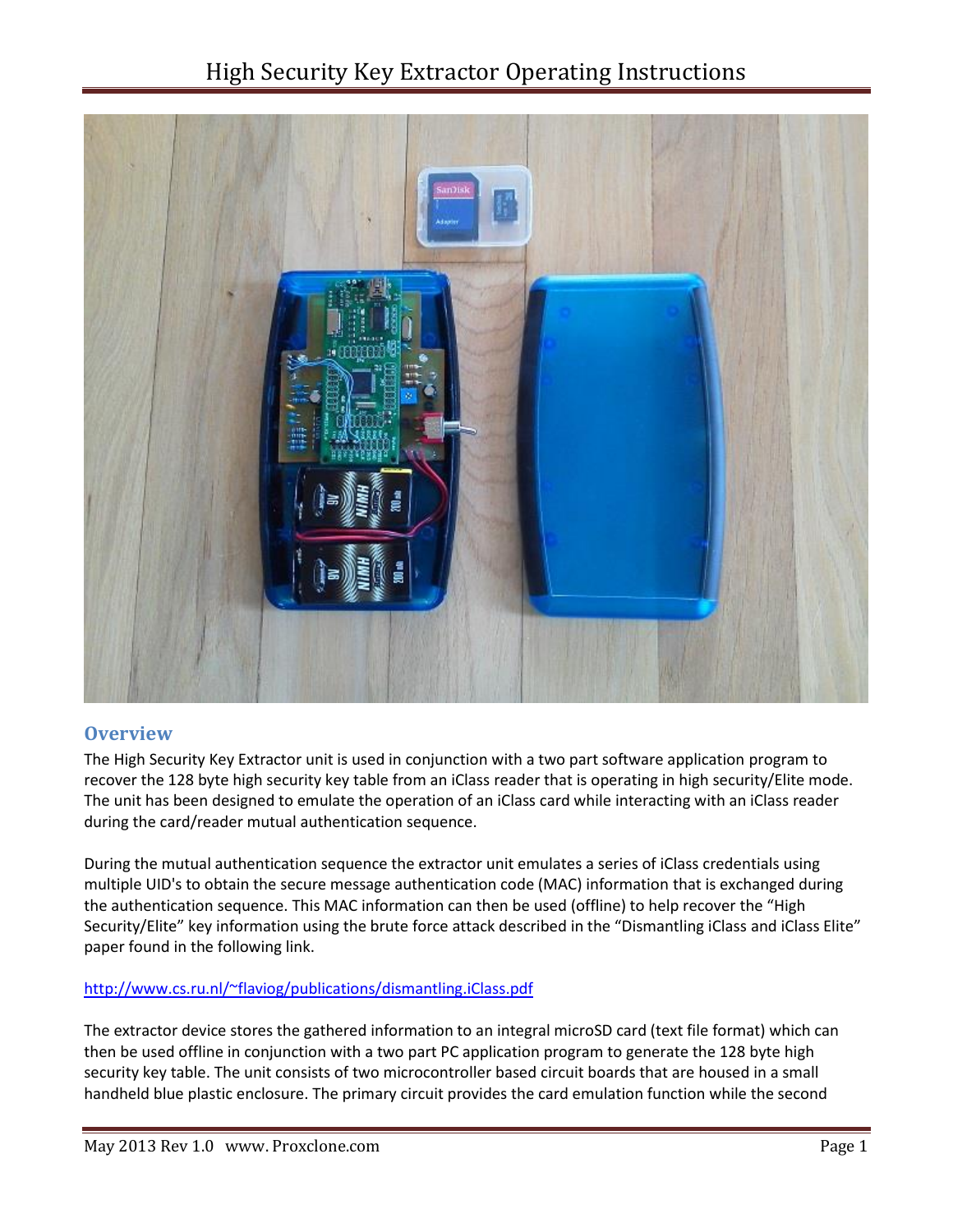# High Security Key Extractor Operating Instructions

## Overview

The High Security Key Extractor unit is used in conjunction with a two part software application program to recover the 128 byte high security key table from an iClass reader that is operating in high security/Elite mode. The unit has been designed to emulate the operation of an iClass card while interacting with an iClass reader during the card/reader mutual authentication sequence.

During the mutual authentication sequence the extractor unit emulates a series of iClass credentials using multiple UID's to obtain the secure message authentication code (MAC) information that is exchanged during the authentication sequence. This MAC information can then be used (offline) to help recover the "High Security/Elite" key information using the brute force attack described in the "Dismantling iClass and iClass Elite" paper found in the following link.

http://www.cs.ru.nl/~flaviog/publications/dismantling.iClass.pdf

The extractor device stores the gathered information to an integral microSD card (text file format) which can then be used offline in conjunction with a two part PC application program to generate the 128 byte high security key table. The unit consists of two microcontroller based circuit boards that are housed in a small handheld blue plastic enclosure. The primary circuit provides the card emulation function while the second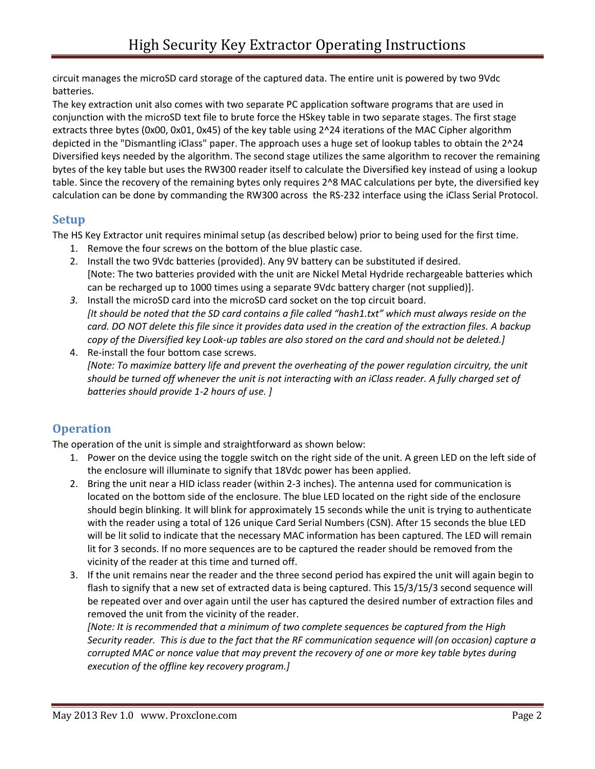circuit manages the microSD card storage of the captured data. The entire unit is powered by two 9Vdc batteries.

The key extraction unit also comes with two separate PC application software programs that are used in conjunction with the microSD text file to brute force the HSkey table in two separate stages. The first stage extracts three bytes (0x00, 0x01, 0x45) of the key table using 2^24 iterations of the MAC Cipher algorithm depicted in the "Dismantling iClass" paper. The approach uses a huge set of lookup tables to obtain the 2^24 Diversified keys needed by the algorithm. The second stage utilizes the same algorithm to recover the remaining bytes of the key table but uses the RW300 reader itself to calculate the Diversified key instead of using a lookup table. Since the recovery of the remaining bytes only requires 2^8 MAC calculations per byte, the diversified key calculation can be done by commanding the RW300 across the RS-232 interface using the iClass Serial Protocol.

## Setup

The HS Key Extractor unit requires minimal setup (as described below) prior to being used for the first time.

1. Remove the four screws on the bottom of the blue plastic case.
2. Install the two 9Vdc batteries (provided). Any 9V battery can be substituted if desired.
   [Note: The two batteries provided with the unit are Nickel Metal Hydride rechargeable batteries which can be recharged up to 1000 times using a separate 9Vdc battery charger (not supplied)].
3. Install the microSD card into the microSD card socket on the top circuit board.
   *[It should be noted that the SD card contains a file called "hash1.txt" which must always reside on the card. DO NOT delete this file since it provides data used in the creation of the extraction files. A backup copy of the Diversified key Look-up tables are also stored on the card and should not be deleted.]*
4. Re-install the four bottom case screws.
   *[Note: To maximize battery life and prevent the overheating of the power regulation circuitry, the unit should be turned off whenever the unit is not interacting with an iClass reader. A fully charged set of batteries should provide 1-2 hours of use. ]*

## Operation

The operation of the unit is simple and straightforward as shown below:

1. Power on the device using the toggle switch on the right side of the unit. A green LED on the left side of the enclosure will illuminate to signify that 18Vdc power has been applied.
2. Bring the unit near a HID iclass reader (within 2-3 inches). The antenna used for communication is located on the bottom side of the enclosure. The blue LED located on the right side of the enclosure should begin blinking. It will blink for approximately 15 seconds while the unit is trying to authenticate with the reader using a total of 126 unique Card Serial Numbers (CSN). After 15 seconds the blue LED will be lit solid to indicate that the necessary MAC information has been captured. The LED will remain lit for 3 seconds. If no more sequences are to be captured the reader should be removed from the vicinity of the reader at this time and turned off.
3. If the unit remains near the reader and the three second period has expired the unit will again begin to flash to signify that a new set of extracted data is being captured. This 15/3/15/3 second sequence will be repeated over and over again until the user has captured the desired number of extraction files and removed the unit from the vicinity of the reader.
   *[Note: It is recommended that a minimum of two complete sequences be captured from the High Security reader. This is due to the fact that the RF communication sequence will (on occasion) capture a corrupted MAC or nonce value that may prevent the recovery of one or more key table bytes during execution of the offline key recovery program.]*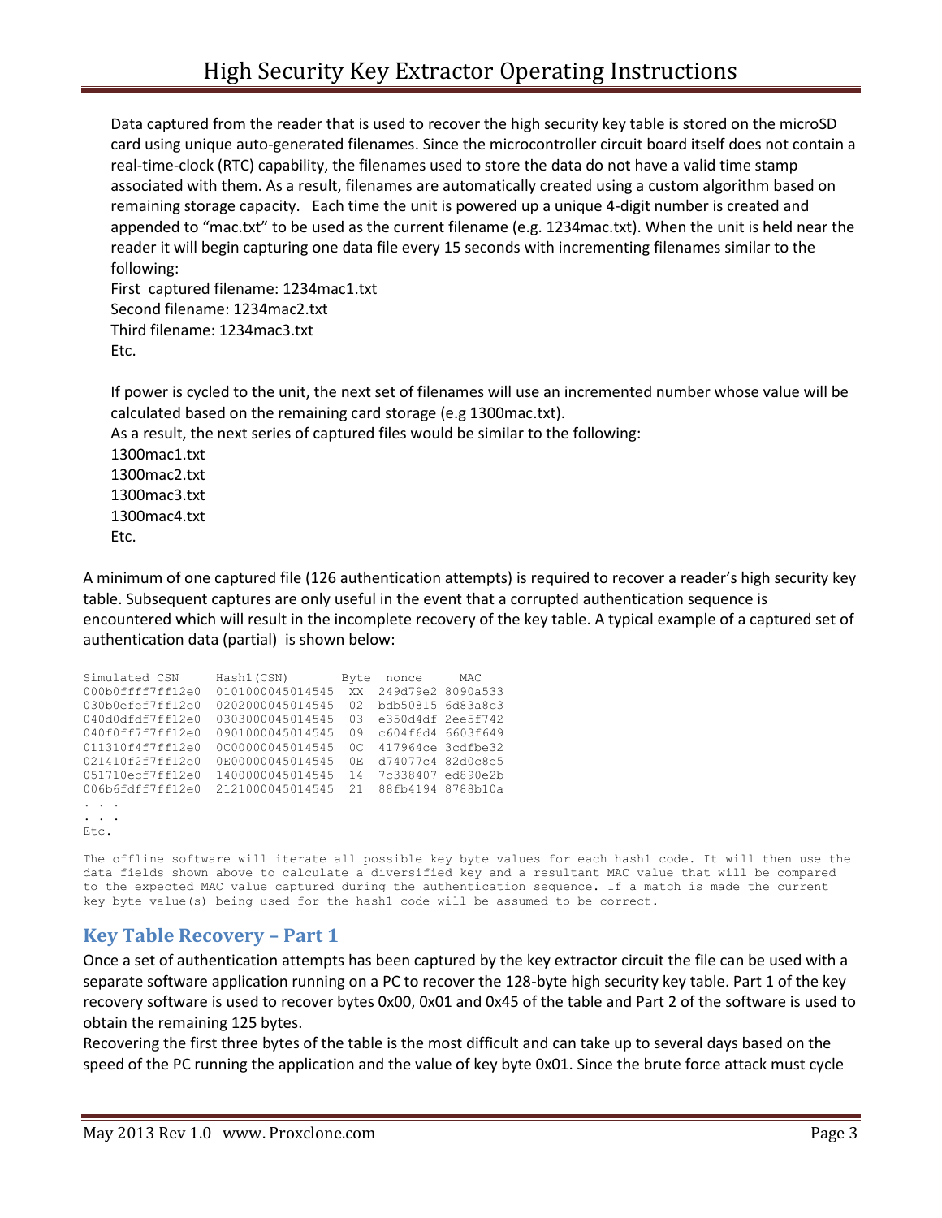Data captured from the reader that is used to recover the high security key table is stored on the microSD card using unique auto-generated filenames. Since the microcontroller circuit board itself does not contain a real-time-clock (RTC) capability, the filenames used to store the data do not have a valid time stamp associated with them. As a result, filenames are automatically created using a custom algorithm based on remaining storage capacity. Each time the unit is powered up a unique 4-digit number is created and appended to "mac.txt" to be used as the current filename (e.g. 1234mac.txt). When the unit is held near the reader it will begin capturing one data file every 15 seconds with incrementing filenames similar to the following:

First captured filename: 1234mac1.txt
Second filename: 1234mac2.txt
Third filename: 1234mac3.txt
Etc.

If power is cycled to the unit, the next set of filenames will use an incremented number whose value will be calculated based on the remaining card storage (e.g 1300mac.txt).
As a result, the next series of captured files would be similar to the following:
1300mac1.txt
1300mac2.txt
1300mac3.txt
1300mac4.txt
Etc.

A minimum of one captured file (126 authentication attempts) is required to recover a reader's high security key table. Subsequent captures are only useful in the event that a corrupted authentication sequence is encountered which will result in the incomplete recovery of the key table. A typical example of a captured set of authentication data (partial) is shown below:

```
Simulated CSN     Hash1(CSN)        Byte  nonce     MAC
000b0ffff7ff12e0  0101000045014545  XX  249d79e2 8090a533
030b0efef7ff12e0  0202000045014545  02  bdb50815 6d83a8c3
040d0dfdf7ff12e0  0303000045014545  03  e350d4df 2ee5f742
040f0ff7f7ff12e0  0901000045014545  09  c604f6d4 6603f649
011310f4f7ff12e0  0C00000045014545  0C  417964ce 3cdfbe32
021410f2f7ff12e0  0E00000045014545  0E  d74077c4 82d0c8e5
051710ecf7ff12e0  1400000045014545  14  7c338407 ed890e2b
006b6fdff7ff12e0  2121000045014545  21  88fb4194 8788b10a
. . .
. . .
Etc.
```

```
The offline software will iterate all possible key byte values for each hash1 code. It will then use the
data fields shown above to calculate a diversified key and a resultant MAC value that will be compared
to the expected MAC value captured during the authentication sequence. If a match is made the current
key byte value(s) being used for the hash1 code will be assumed to be correct.
```

## Key Table Recovery – Part 1

Once a set of authentication attempts has been captured by the key extractor circuit the file can be used with a separate software application running on a PC to recover the 128-byte high security key table. Part 1 of the key recovery software is used to recover bytes 0x00, 0x01 and 0x45 of the table and Part 2 of the software is used to obtain the remaining 125 bytes.
Recovering the first three bytes of the table is the most difficult and can take up to several days based on the speed of the PC running the application and the value of key byte 0x01. Since the brute force attack must cycle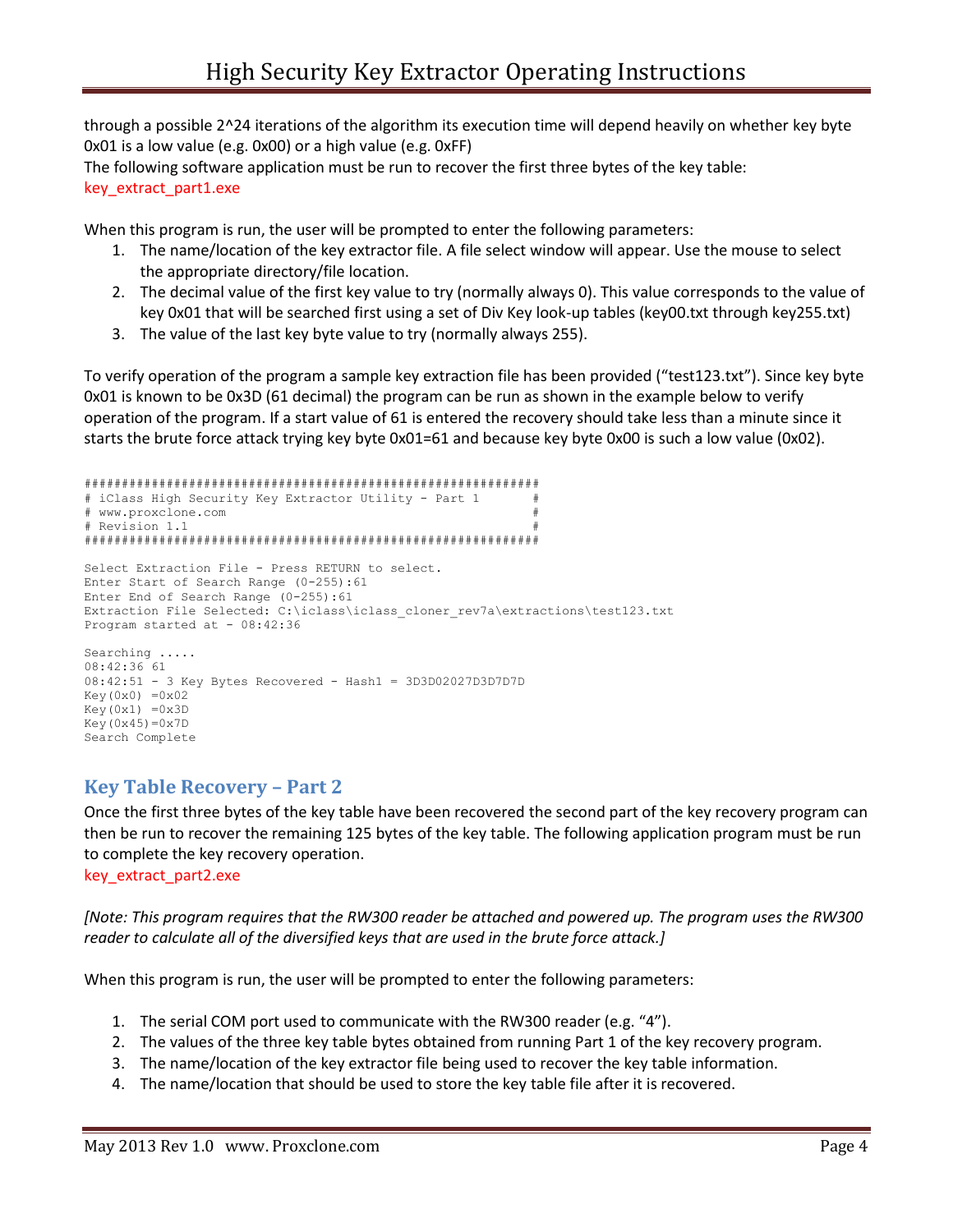through a possible 2^24 iterations of the algorithm its execution time will depend heavily on whether key byte 0x01 is a low value (e.g. 0x00) or a high value (e.g. 0xFF)

The following software application must be run to recover the first three bytes of the key table:

key_extract_part1.exe

When this program is run, the user will be prompted to enter the following parameters:

1. The name/location of the key extractor file. A file select window will appear. Use the mouse to select the appropriate directory/file location.
2. The decimal value of the first key value to try (normally always 0). This value corresponds to the value of key 0x01 that will be searched first using a set of Div Key look-up tables (key00.txt through key255.txt)
3. The value of the last key byte value to try (normally always 255).

To verify operation of the program a sample key extraction file has been provided ("test123.txt"). Since key byte 0x01 is known to be 0x3D (61 decimal) the program can be run as shown in the example below to verify operation of the program. If a start value of 61 is entered the recovery should take less than a minute since it starts the brute force attack trying key byte 0x01=61 and because key byte 0x00 is such a low value (0x02).

```
##########################################################
# iClass High Security Key Extractor Utility - Part 1   #
# www.proxclone.com                                      #
# Revision 1.1                                           #
##########################################################

Select Extraction File - Press RETURN to select.
Enter Start of Search Range (0-255):61
Enter End of Search Range (0-255):61
Extraction File Selected: C:\iclass\iclass_cloner_rev7a\extractions\test123.txt
Program started at - 08:42:36

Searching .....
08:42:36 61
08:42:51 - 3 Key Bytes Recovered - Hash1 = 3D3D02027D3D7D7D
Key(0x0) =0x02
Key(0x1) =0x3D
Key(0x45)=0x7D
Search Complete
```

## Key Table Recovery – Part 2

Once the first three bytes of the key table have been recovered the second part of the key recovery program can then be run to recover the remaining 125 bytes of the key table. The following application program must be run to complete the key recovery operation.

key_extract_part2.exe

*[Note: This program requires that the RW300 reader be attached and powered up. The program uses the RW300 reader to calculate all of the diversified keys that are used in the brute force attack.]*

When this program is run, the user will be prompted to enter the following parameters:

1. The serial COM port used to communicate with the RW300 reader (e.g. "4").
2. The values of the three key table bytes obtained from running Part 1 of the key recovery program.
3. The name/location of the key extractor file being used to recover the key table information.
4. The name/location that should be used to store the key table file after it is recovered.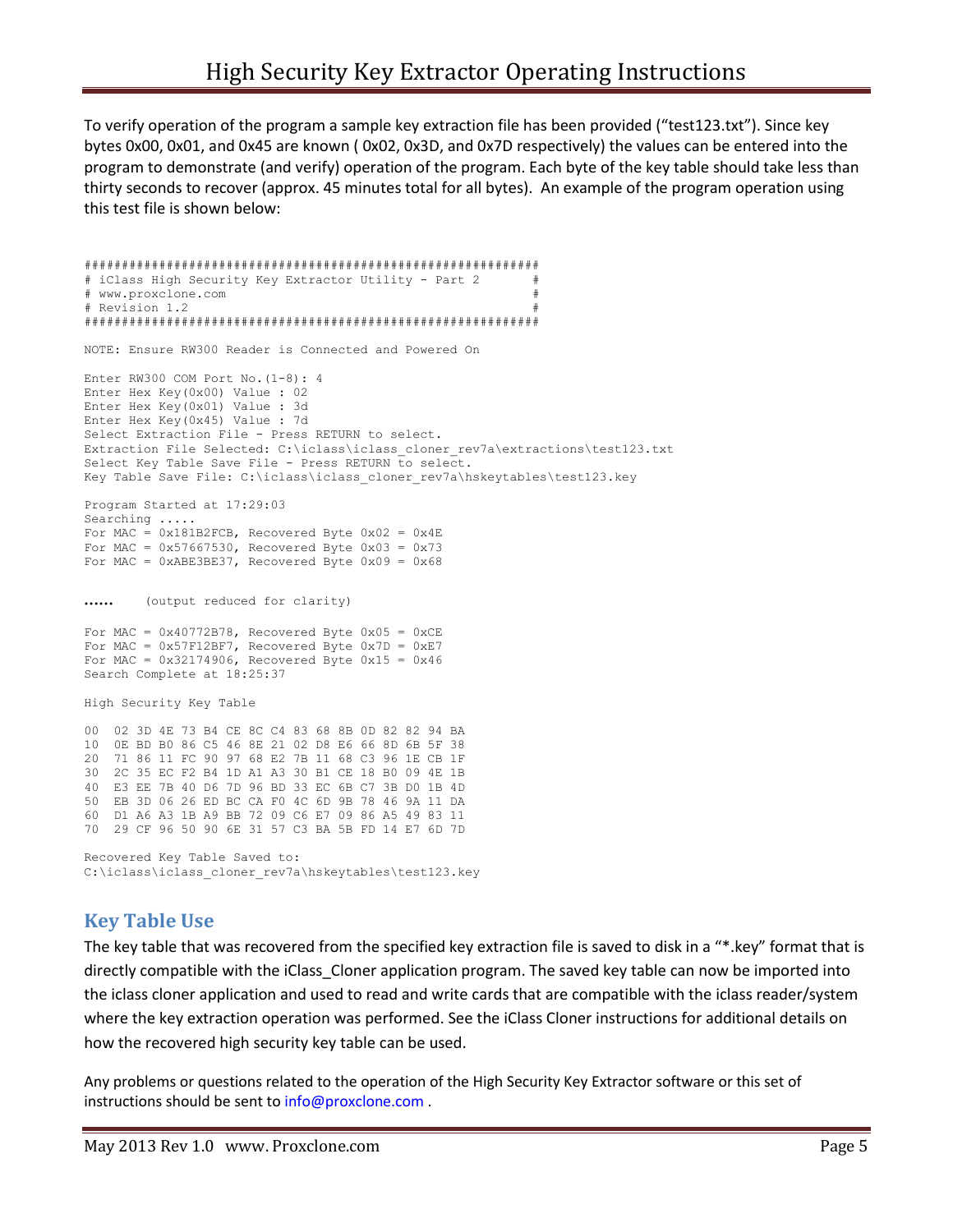To verify operation of the program a sample key extraction file has been provided (“test123.txt”). Since key bytes 0x00, 0x01, and 0x45 are known ( 0x02, 0x3D, and 0x7D respectively) the values can be entered into the program to demonstrate (and verify) operation of the program. Each byte of the key table should take less than thirty seconds to recover (approx. 45 minutes total for all bytes). An example of the program operation using this test file is shown below:

```
##########################################################
# iClass High Security Key Extractor Utility - Part 2    #
# www.proxclone.com                                      #
# Revision 1.2                                           #
##########################################################

NOTE: Ensure RW300 Reader is Connected and Powered On

Enter RW300 COM Port No.(1-8): 4
Enter Hex Key(0x00) Value : 02
Enter Hex Key(0x01) Value : 3d
Enter Hex Key(0x45) Value : 7d
Select Extraction File - Press RETURN to select.
Extraction File Selected: C:\iclass\iclass_cloner_rev7a\extractions\test123.txt
Select Key Table Save File - Press RETURN to select.
Key Table Save File: C:\iclass\iclass_cloner_rev7a\hskeytables\test123.key

Program Started at 17:29:03
Searching .....
For MAC = 0x181B2FCB, Recovered Byte 0x02 = 0x4E
For MAC = 0x57667530, Recovered Byte 0x03 = 0x73
For MAC = 0xABE3BE37, Recovered Byte 0x09 = 0x68


......   (output reduced for clarity)

For MAC = 0x40772B78, Recovered Byte 0x05 = 0xCE
For MAC = 0x57F12BF7, Recovered Byte 0x7D = 0xE7
For MAC = 0x32174906, Recovered Byte 0x15 = 0x46
Search Complete at 18:25:37

High Security Key Table

00   02 3D 4E 73 B4 CE 8C C4 83 68 8B 0D 82 82 94 BA
10   0E BD B0 86 C5 46 8E 21 02 D8 E6 66 8D 6B 5F 38
20   71 86 11 FC 90 97 68 E2 7B 11 68 C3 96 1E CB 1F
30   2C 35 EC F2 B4 1D A1 A3 30 B1 CE 18 B0 09 4E 1B
40   E3 EE 7B 40 D6 7D 96 BD 33 EC 6B C7 3B D0 1B 4D
50   EB 3D 06 26 ED BC CA F0 4C 6D 9B 78 46 9A 11 DA
60   D1 A6 A3 1B A9 BB 72 09 C6 E7 09 86 A5 49 83 11
70   29 CF 96 50 90 6E 31 57 C3 BA 5B FD 14 E7 6D 7D

Recovered Key Table Saved to:
C:\iclass\iclass_cloner_rev7a\hskeytables\test123.key
```

## Key Table Use

The key table that was recovered from the specified key extraction file is saved to disk in a “*.key” format that is directly compatible with the iClass_Cloner application program. The saved key table can now be imported into the iclass cloner application and used to read and write cards that are compatible with the iclass reader/system where the key extraction operation was performed. See the iClass Cloner instructions for additional details on how the recovered high security key table can be used.

Any problems or questions related to the operation of the High Security Key Extractor software or this set of instructions should be sent to info@proxclone.com .